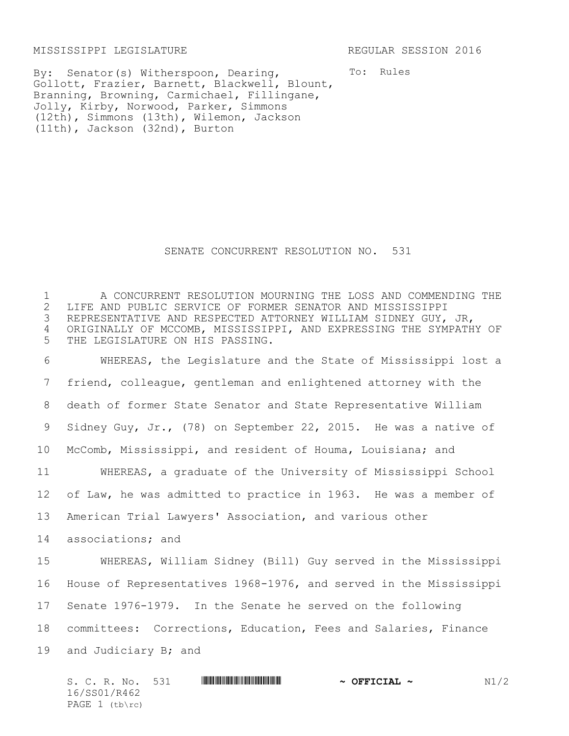MISSISSIPPI LEGISLATURE REGULAR SESSION 2016

By: Senator(s) Witherspoon, Dearing, Gollott, Frazier, Barnett, Blackwell, Blount, Branning, Browning, Carmichael, Fillingane, Jolly, Kirby, Norwood, Parker, Simmons (12th), Simmons (13th), Wilemon, Jackson (11th), Jackson (32nd), Burton

To: Rules

# SENATE CONCURRENT RESOLUTION NO. 531

A CONCURRENT RESOLUTION MOURNING THE LOSS AND COMMENDING THE LIFE AND PUBLIC SERVICE OF FORMER SENATOR AND MISSISSIPPI REPRESENTATIVE AND RESPECTED ATTORNEY WILLIAM SIDNEY GUY, JR, ORIGINALLY OF MCCOMB, MISSISSIPPI, AND EXPRESSING THE SYMPATHY OF THE LEGISLATURE ON HIS PASSING.

WHEREAS, the Legislature and the State of Mississippi lost a friend, colleague, gentleman and enlightened attorney with the death of former State Senator and State Representative William Sidney Guy, Jr., (78) on September 22, 2015. He was a native of McComb, Mississippi, and resident of Houma, Louisiana; and

WHEREAS, a graduate of the University of Mississippi School of Law, he was admitted to practice in 1963. He was a member of American Trial Lawyers' Association, and various other associations; and

WHEREAS, William Sidney (Bill) Guy served in the Mississippi House of Representatives 1968-1976, and served in the Mississippi Senate 1976-1979. In the Senate he served on the following committees: Corrections, Education, Fees and Salaries, Finance and Judiciary B; and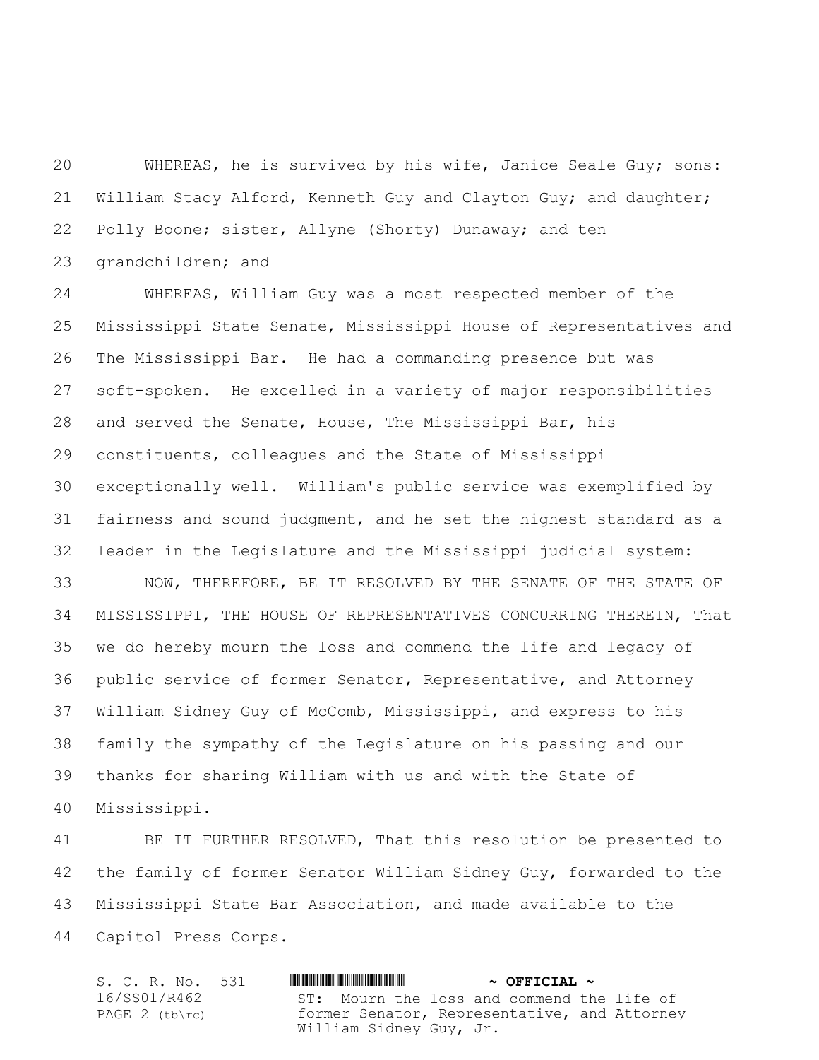WHEREAS, he is survived by his wife, Janice Seale Guy; sons: William Stacy Alford, Kenneth Guy and Clayton Guy; and daughter; Polly Boone; sister, Allyne (Shorty) Dunaway; and ten grandchildren; and

WHEREAS, William Guy was a most respected member of the Mississippi State Senate, Mississippi House of Representatives and The Mississippi Bar. He had a commanding presence but was soft-spoken. He excelled in a variety of major responsibilities and served the Senate, House, The Mississippi Bar, his constituents, colleagues and the State of Mississippi exceptionally well. William's public service was exemplified by fairness and sound judgment, and he set the highest standard as a leader in the Legislature and the Mississippi judicial system:

NOW, THEREFORE, BE IT RESOLVED BY THE SENATE OF THE STATE OF MISSISSIPPI, THE HOUSE OF REPRESENTATIVES CONCURRING THEREIN, That we do hereby mourn the loss and commend the life and legacy of public service of former Senator, Representative, and Attorney William Sidney Guy of McComb, Mississippi, and express to his family the sympathy of the Legislature on his passing and our thanks for sharing William with us and with the State of Mississippi.

BE IT FURTHER RESOLVED, That this resolution be presented to the family of former Senator William Sidney Guy, forwarded to the Mississippi State Bar Association, and made available to the Capitol Press Corps.